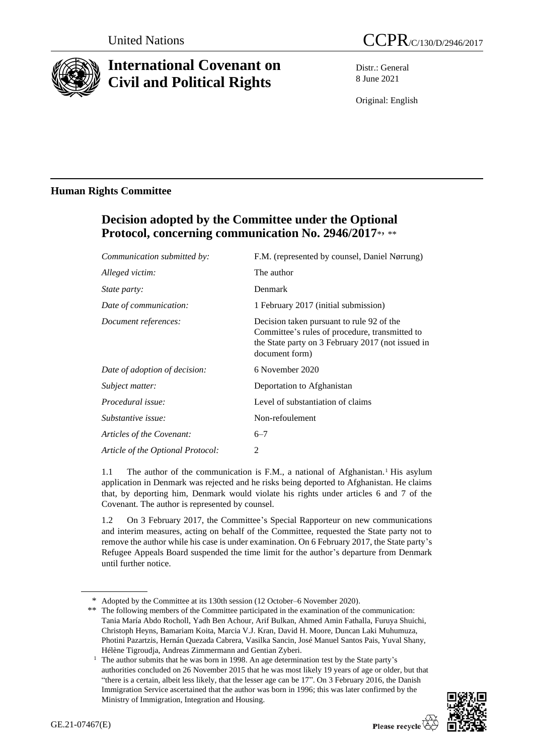United Nations — CCPR/C/130/D/2946/2017

# International Covenant on Civil and Political Rights

Distr.: General
8 June 2021

Original: English

## Human Rights Committee

## Decision adopted by the Committee under the Optional Protocol, concerning communication No. 2946/2017*, **

| | |
|---|---|
| *Communication submitted by:* | F.M. (represented by counsel, Daniel Nørrung) |
| *Alleged victim:* | The author |
| *State party:* | Denmark |
| *Date of communication:* | 1 February 2017 (initial submission) |
| *Document references:* | Decision taken pursuant to rule 92 of the Committee's rules of procedure, transmitted to the State party on 3 February 2017 (not issued in document form) |
| *Date of adoption of decision:* | 6 November 2020 |
| *Subject matter:* | Deportation to Afghanistan |
| *Procedural issue:* | Level of substantiation of claims |
| *Substantive issue:* | Non-refoulement |
| *Articles of the Covenant:* | 6–7 |
| *Article of the Optional Protocol:* | 2 |

1.1 The author of the communication is F.M., a national of Afghanistan.[1] His asylum application in Denmark was rejected and he risks being deported to Afghanistan. He claims that, by deporting him, Denmark would violate his rights under articles 6 and 7 of the Covenant. The author is represented by counsel.

1.2 On 3 February 2017, the Committee's Special Rapporteur on new communications and interim measures, acting on behalf of the Committee, requested the State party not to remove the author while his case is under examination. On 6 February 2017, the State party's Refugee Appeals Board suspended the time limit for the author's departure from Denmark until further notice.

---

\* Adopted by the Committee at its 130th session (12 October–6 November 2020).

\*\* The following members of the Committee participated in the examination of the communication: Tania María Abdo Rocholl, Yadh Ben Achour, Arif Bulkan, Ahmed Amin Fathalla, Furuya Shuichi, Christoph Heyns, Bamariam Koita, Marcia V.J. Kran, David H. Moore, Duncan Laki Muhumuza, Photini Pazartzis, Hernán Quezada Cabrera, Vasilka Sancin, José Manuel Santos Pais, Yuval Shany, Hélène Tigroudja, Andreas Zimmermann and Gentian Zyberi.

[1] The author submits that he was born in 1998. An age determination test by the State party's authorities concluded on 26 November 2015 that he was most likely 19 years of age or older, but that "there is a certain, albeit less likely, that the lesser age can be 17". On 3 February 2016, the Danish Immigration Service ascertained that the author was born in 1996; this was later confirmed by the Ministry of Immigration, Integration and Housing.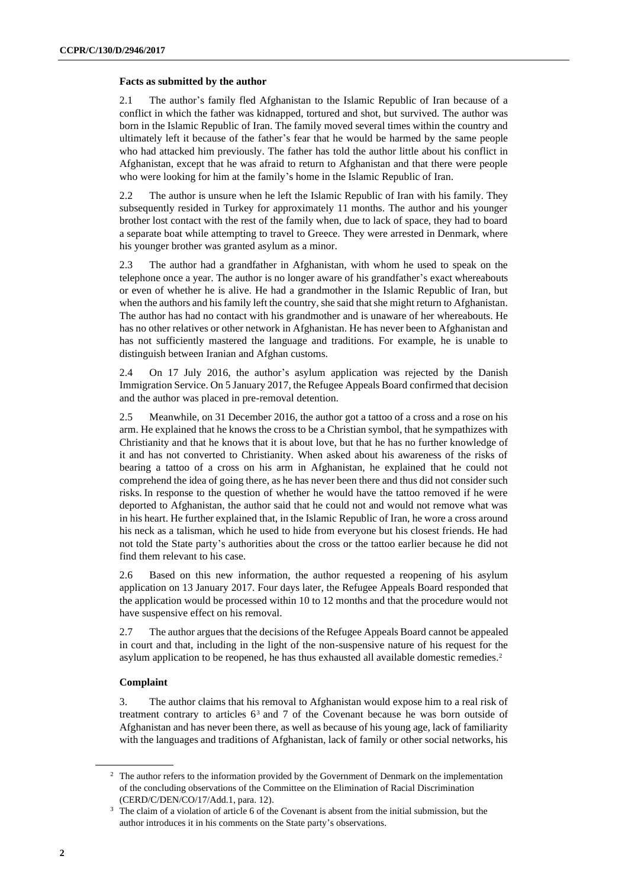**Facts as submitted by the author**

2.1 The author's family fled Afghanistan to the Islamic Republic of Iran because of a conflict in which the father was kidnapped, tortured and shot, but survived. The author was born in the Islamic Republic of Iran. The family moved several times within the country and ultimately left it because of the father's fear that he would be harmed by the same people who had attacked him previously. The father has told the author little about his conflict in Afghanistan, except that he was afraid to return to Afghanistan and that there were people who were looking for him at the family's home in the Islamic Republic of Iran.

2.2 The author is unsure when he left the Islamic Republic of Iran with his family. They subsequently resided in Turkey for approximately 11 months. The author and his younger brother lost contact with the rest of the family when, due to lack of space, they had to board a separate boat while attempting to travel to Greece. They were arrested in Denmark, where his younger brother was granted asylum as a minor.

2.3 The author had a grandfather in Afghanistan, with whom he used to speak on the telephone once a year. The author is no longer aware of his grandfather's exact whereabouts or even of whether he is alive. He had a grandmother in the Islamic Republic of Iran, but when the authors and his family left the country, she said that she might return to Afghanistan. The author has had no contact with his grandmother and is unaware of her whereabouts. He has no other relatives or other network in Afghanistan. He has never been to Afghanistan and has not sufficiently mastered the language and traditions. For example, he is unable to distinguish between Iranian and Afghan customs.

2.4 On 17 July 2016, the author's asylum application was rejected by the Danish Immigration Service. On 5 January 2017, the Refugee Appeals Board confirmed that decision and the author was placed in pre-removal detention.

2.5 Meanwhile, on 31 December 2016, the author got a tattoo of a cross and a rose on his arm. He explained that he knows the cross to be a Christian symbol, that he sympathizes with Christianity and that he knows that it is about love, but that he has no further knowledge of it and has not converted to Christianity. When asked about his awareness of the risks of bearing a tattoo of a cross on his arm in Afghanistan, he explained that he could not comprehend the idea of going there, as he has never been there and thus did not consider such risks. In response to the question of whether he would have the tattoo removed if he were deported to Afghanistan, the author said that he could not and would not remove what was in his heart. He further explained that, in the Islamic Republic of Iran, he wore a cross around his neck as a talisman, which he used to hide from everyone but his closest friends. He had not told the State party's authorities about the cross or the tattoo earlier because he did not find them relevant to his case.

2.6 Based on this new information, the author requested a reopening of his asylum application on 13 January 2017. Four days later, the Refugee Appeals Board responded that the application would be processed within 10 to 12 months and that the procedure would not have suspensive effect on his removal.

2.7 The author argues that the decisions of the Refugee Appeals Board cannot be appealed in court and that, including in the light of the non-suspensive nature of his request for the asylum application to be reopened, he has thus exhausted all available domestic remedies.[2]

**Complaint**

3. The author claims that his removal to Afghanistan would expose him to a real risk of treatment contrary to articles 6[3] and 7 of the Covenant because he was born outside of Afghanistan and has never been there, as well as because of his young age, lack of familiarity with the languages and traditions of Afghanistan, lack of family or other social networks, his

[2] The author refers to the information provided by the Government of Denmark on the implementation of the concluding observations of the Committee on the Elimination of Racial Discrimination (CERD/C/DEN/CO/17/Add.1, para. 12).

[3] The claim of a violation of article 6 of the Covenant is absent from the initial submission, but the author introduces it in his comments on the State party's observations.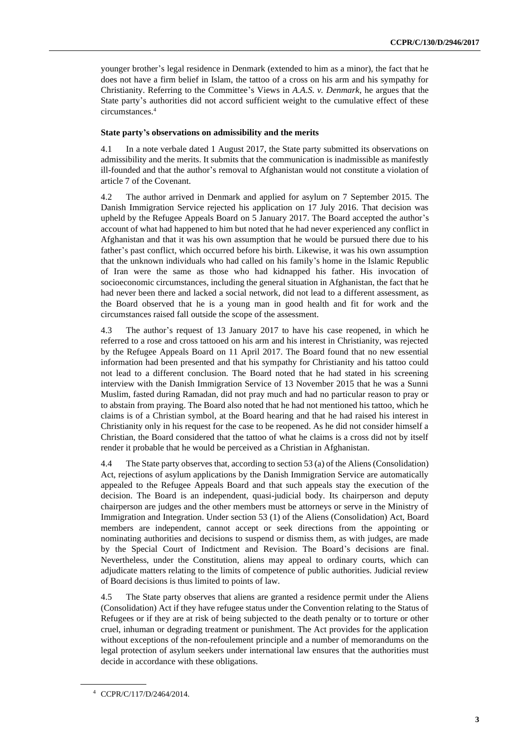younger brother's legal residence in Denmark (extended to him as a minor), the fact that he does not have a firm belief in Islam, the tattoo of a cross on his arm and his sympathy for Christianity. Referring to the Committee's Views in *A.A.S. v. Denmark*, he argues that the State party's authorities did not accord sufficient weight to the cumulative effect of these circumstances.[4]

### State party's observations on admissibility and the merits

4.1 In a note verbale dated 1 August 2017, the State party submitted its observations on admissibility and the merits. It submits that the communication is inadmissible as manifestly ill-founded and that the author's removal to Afghanistan would not constitute a violation of article 7 of the Covenant.

4.2 The author arrived in Denmark and applied for asylum on 7 September 2015. The Danish Immigration Service rejected his application on 17 July 2016. That decision was upheld by the Refugee Appeals Board on 5 January 2017. The Board accepted the author's account of what had happened to him but noted that he had never experienced any conflict in Afghanistan and that it was his own assumption that he would be pursued there due to his father's past conflict, which occurred before his birth. Likewise, it was his own assumption that the unknown individuals who had called on his family's home in the Islamic Republic of Iran were the same as those who had kidnapped his father. His invocation of socioeconomic circumstances, including the general situation in Afghanistan, the fact that he had never been there and lacked a social network, did not lead to a different assessment, as the Board observed that he is a young man in good health and fit for work and the circumstances raised fall outside the scope of the assessment.

4.3 The author's request of 13 January 2017 to have his case reopened, in which he referred to a rose and cross tattooed on his arm and his interest in Christianity, was rejected by the Refugee Appeals Board on 11 April 2017. The Board found that no new essential information had been presented and that his sympathy for Christianity and his tattoo could not lead to a different conclusion. The Board noted that he had stated in his screening interview with the Danish Immigration Service of 13 November 2015 that he was a Sunni Muslim, fasted during Ramadan, did not pray much and had no particular reason to pray or to abstain from praying. The Board also noted that he had not mentioned his tattoo, which he claims is of a Christian symbol, at the Board hearing and that he had raised his interest in Christianity only in his request for the case to be reopened. As he did not consider himself a Christian, the Board considered that the tattoo of what he claims is a cross did not by itself render it probable that he would be perceived as a Christian in Afghanistan.

4.4 The State party observes that, according to section 53 (a) of the Aliens (Consolidation) Act, rejections of asylum applications by the Danish Immigration Service are automatically appealed to the Refugee Appeals Board and that such appeals stay the execution of the decision. The Board is an independent, quasi-judicial body. Its chairperson and deputy chairperson are judges and the other members must be attorneys or serve in the Ministry of Immigration and Integration. Under section 53 (1) of the Aliens (Consolidation) Act, Board members are independent, cannot accept or seek directions from the appointing or nominating authorities and decisions to suspend or dismiss them, as with judges, are made by the Special Court of Indictment and Revision. The Board's decisions are final. Nevertheless, under the Constitution, aliens may appeal to ordinary courts, which can adjudicate matters relating to the limits of competence of public authorities. Judicial review of Board decisions is thus limited to points of law.

4.5 The State party observes that aliens are granted a residence permit under the Aliens (Consolidation) Act if they have refugee status under the Convention relating to the Status of Refugees or if they are at risk of being subjected to the death penalty or to torture or other cruel, inhuman or degrading treatment or punishment. The Act provides for the application without exceptions of the non-refoulement principle and a number of memorandums on the legal protection of asylum seekers under international law ensures that the authorities must decide in accordance with these obligations.

[4] CCPR/C/117/D/2464/2014.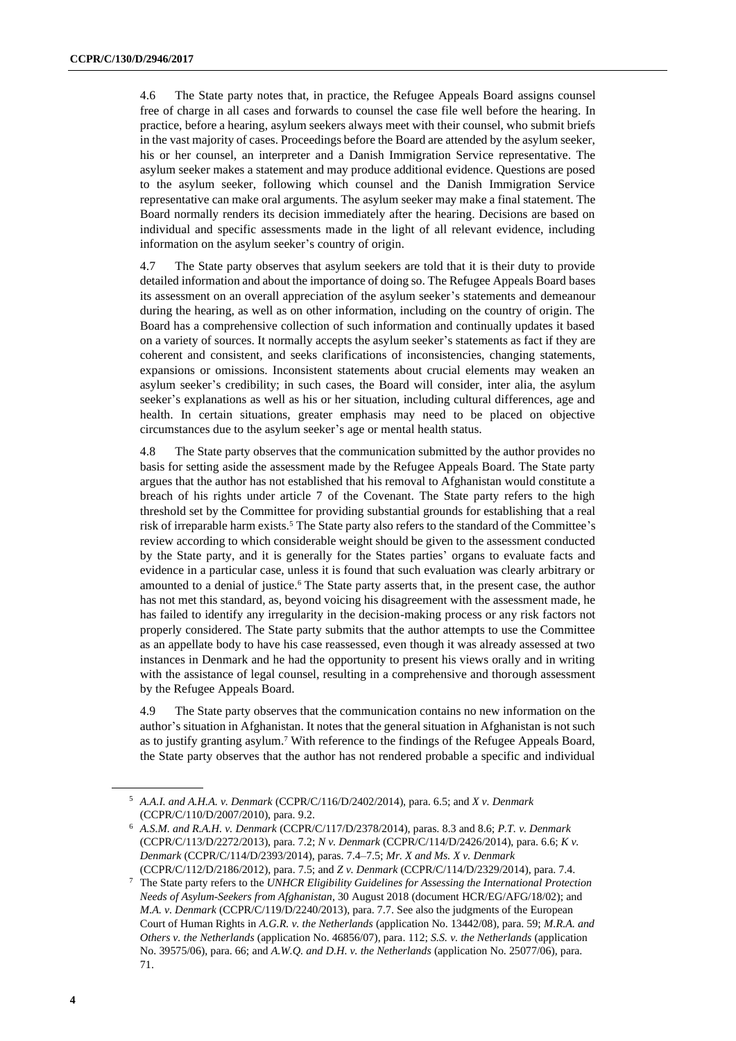4.6 The State party notes that, in practice, the Refugee Appeals Board assigns counsel free of charge in all cases and forwards to counsel the case file well before the hearing. In practice, before a hearing, asylum seekers always meet with their counsel, who submit briefs in the vast majority of cases. Proceedings before the Board are attended by the asylum seeker, his or her counsel, an interpreter and a Danish Immigration Service representative. The asylum seeker makes a statement and may produce additional evidence. Questions are posed to the asylum seeker, following which counsel and the Danish Immigration Service representative can make oral arguments. The asylum seeker may make a final statement. The Board normally renders its decision immediately after the hearing. Decisions are based on individual and specific assessments made in the light of all relevant evidence, including information on the asylum seeker's country of origin.

4.7 The State party observes that asylum seekers are told that it is their duty to provide detailed information and about the importance of doing so. The Refugee Appeals Board bases its assessment on an overall appreciation of the asylum seeker's statements and demeanour during the hearing, as well as on other information, including on the country of origin. The Board has a comprehensive collection of such information and continually updates it based on a variety of sources. It normally accepts the asylum seeker's statements as fact if they are coherent and consistent, and seeks clarifications of inconsistencies, changing statements, expansions or omissions. Inconsistent statements about crucial elements may weaken an asylum seeker's credibility; in such cases, the Board will consider, inter alia, the asylum seeker's explanations as well as his or her situation, including cultural differences, age and health. In certain situations, greater emphasis may need to be placed on objective circumstances due to the asylum seeker's age or mental health status.

4.8 The State party observes that the communication submitted by the author provides no basis for setting aside the assessment made by the Refugee Appeals Board. The State party argues that the author has not established that his removal to Afghanistan would constitute a breach of his rights under article 7 of the Covenant. The State party refers to the high threshold set by the Committee for providing substantial grounds for establishing that a real risk of irreparable harm exists.[5] The State party also refers to the standard of the Committee's review according to which considerable weight should be given to the assessment conducted by the State party, and it is generally for the States parties' organs to evaluate facts and evidence in a particular case, unless it is found that such evaluation was clearly arbitrary or amounted to a denial of justice.[6] The State party asserts that, in the present case, the author has not met this standard, as, beyond voicing his disagreement with the assessment made, he has failed to identify any irregularity in the decision-making process or any risk factors not properly considered. The State party submits that the author attempts to use the Committee as an appellate body to have his case reassessed, even though it was already assessed at two instances in Denmark and he had the opportunity to present his views orally and in writing with the assistance of legal counsel, resulting in a comprehensive and thorough assessment by the Refugee Appeals Board.

4.9 The State party observes that the communication contains no new information on the author's situation in Afghanistan. It notes that the general situation in Afghanistan is not such as to justify granting asylum.[7] With reference to the findings of the Refugee Appeals Board, the State party observes that the author has not rendered probable a specific and individual

---

[5] *A.A.I. and A.H.A. v. Denmark* (CCPR/C/116/D/2402/2014), para. 6.5; and *X v. Denmark* (CCPR/C/110/D/2007/2010), para. 9.2.

[6] *A.S.M. and R.A.H. v. Denmark* (CCPR/C/117/D/2378/2014), paras. 8.3 and 8.6; *P.T. v. Denmark* (CCPR/C/113/D/2272/2013), para. 7.2; *N v. Denmark* (CCPR/C/114/D/2426/2014), para. 6.6; *K v. Denmark* (CCPR/C/114/D/2393/2014), paras. 7.4–7.5; *Mr. X and Ms. X v. Denmark* (CCPR/C/112/D/2186/2012), para. 7.5; and *Z v. Denmark* (CCPR/C/114/D/2329/2014), para. 7.4.

[7] The State party refers to the *UNHCR Eligibility Guidelines for Assessing the International Protection Needs of Asylum-Seekers from Afghanistan*, 30 August 2018 (document HCR/EG/AFG/18/02); and *M.A. v. Denmark* (CCPR/C/119/D/2240/2013), para. 7.7. See also the judgments of the European Court of Human Rights in *A.G.R. v. the Netherlands* (application No. 13442/08), para. 59; *M.R.A. and Others v. the Netherlands* (application No. 46856/07), para. 112; *S.S. v. the Netherlands* (application No. 39575/06), para. 66; and *A.W.Q. and D.H. v. the Netherlands* (application No. 25077/06), para. 71.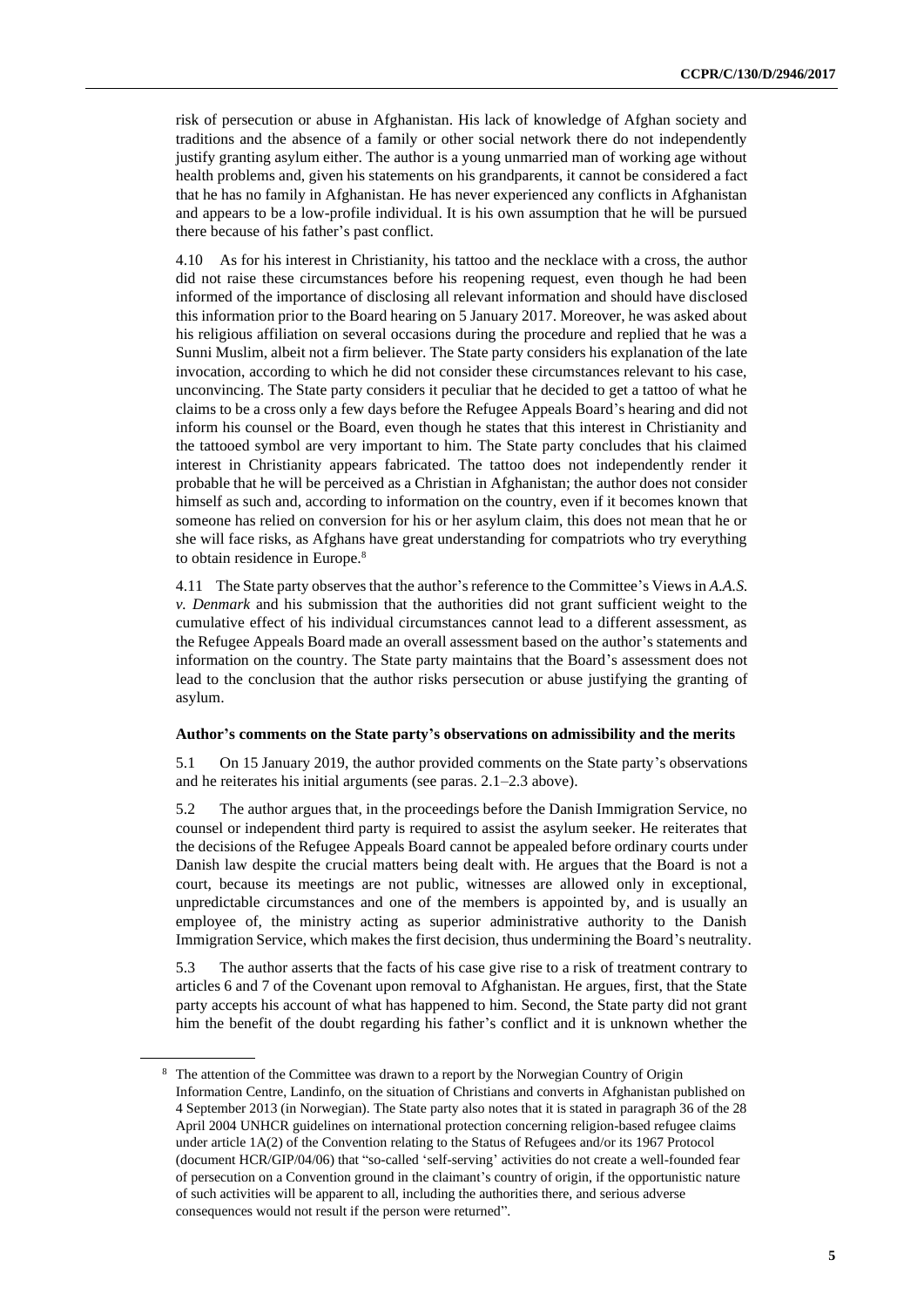risk of persecution or abuse in Afghanistan. His lack of knowledge of Afghan society and traditions and the absence of a family or other social network there do not independently justify granting asylum either. The author is a young unmarried man of working age without health problems and, given his statements on his grandparents, it cannot be considered a fact that he has no family in Afghanistan. He has never experienced any conflicts in Afghanistan and appears to be a low-profile individual. It is his own assumption that he will be pursued there because of his father's past conflict.

4.10 As for his interest in Christianity, his tattoo and the necklace with a cross, the author did not raise these circumstances before his reopening request, even though he had been informed of the importance of disclosing all relevant information and should have disclosed this information prior to the Board hearing on 5 January 2017. Moreover, he was asked about his religious affiliation on several occasions during the procedure and replied that he was a Sunni Muslim, albeit not a firm believer. The State party considers his explanation of the late invocation, according to which he did not consider these circumstances relevant to his case, unconvincing. The State party considers it peculiar that he decided to get a tattoo of what he claims to be a cross only a few days before the Refugee Appeals Board's hearing and did not inform his counsel or the Board, even though he states that this interest in Christianity and the tattooed symbol are very important to him. The State party concludes that his claimed interest in Christianity appears fabricated. The tattoo does not independently render it probable that he will be perceived as a Christian in Afghanistan; the author does not consider himself as such and, according to information on the country, even if it becomes known that someone has relied on conversion for his or her asylum claim, this does not mean that he or she will face risks, as Afghans have great understanding for compatriots who try everything to obtain residence in Europe.[8]

4.11 The State party observes that the author's reference to the Committee's Views in *A.A.S. v. Denmark* and his submission that the authorities did not grant sufficient weight to the cumulative effect of his individual circumstances cannot lead to a different assessment, as the Refugee Appeals Board made an overall assessment based on the author's statements and information on the country. The State party maintains that the Board's assessment does not lead to the conclusion that the author risks persecution or abuse justifying the granting of asylum.

### Author's comments on the State party's observations on admissibility and the merits

5.1 On 15 January 2019, the author provided comments on the State party's observations and he reiterates his initial arguments (see paras. 2.1–2.3 above).

5.2 The author argues that, in the proceedings before the Danish Immigration Service, no counsel or independent third party is required to assist the asylum seeker. He reiterates that the decisions of the Refugee Appeals Board cannot be appealed before ordinary courts under Danish law despite the crucial matters being dealt with. He argues that the Board is not a court, because its meetings are not public, witnesses are allowed only in exceptional, unpredictable circumstances and one of the members is appointed by, and is usually an employee of, the ministry acting as superior administrative authority to the Danish Immigration Service, which makes the first decision, thus undermining the Board's neutrality.

5.3 The author asserts that the facts of his case give rise to a risk of treatment contrary to articles 6 and 7 of the Covenant upon removal to Afghanistan. He argues, first, that the State party accepts his account of what has happened to him. Second, the State party did not grant him the benefit of the doubt regarding his father's conflict and it is unknown whether the

[8] The attention of the Committee was drawn to a report by the Norwegian Country of Origin Information Centre, Landinfo, on the situation of Christians and converts in Afghanistan published on 4 September 2013 (in Norwegian). The State party also notes that it is stated in paragraph 36 of the 28 April 2004 UNHCR guidelines on international protection concerning religion-based refugee claims under article 1A(2) of the Convention relating to the Status of Refugees and/or its 1967 Protocol (document HCR/GIP/04/06) that "so-called 'self-serving' activities do not create a well-founded fear of persecution on a Convention ground in the claimant's country of origin, if the opportunistic nature of such activities will be apparent to all, including the authorities there, and serious adverse consequences would not result if the person were returned".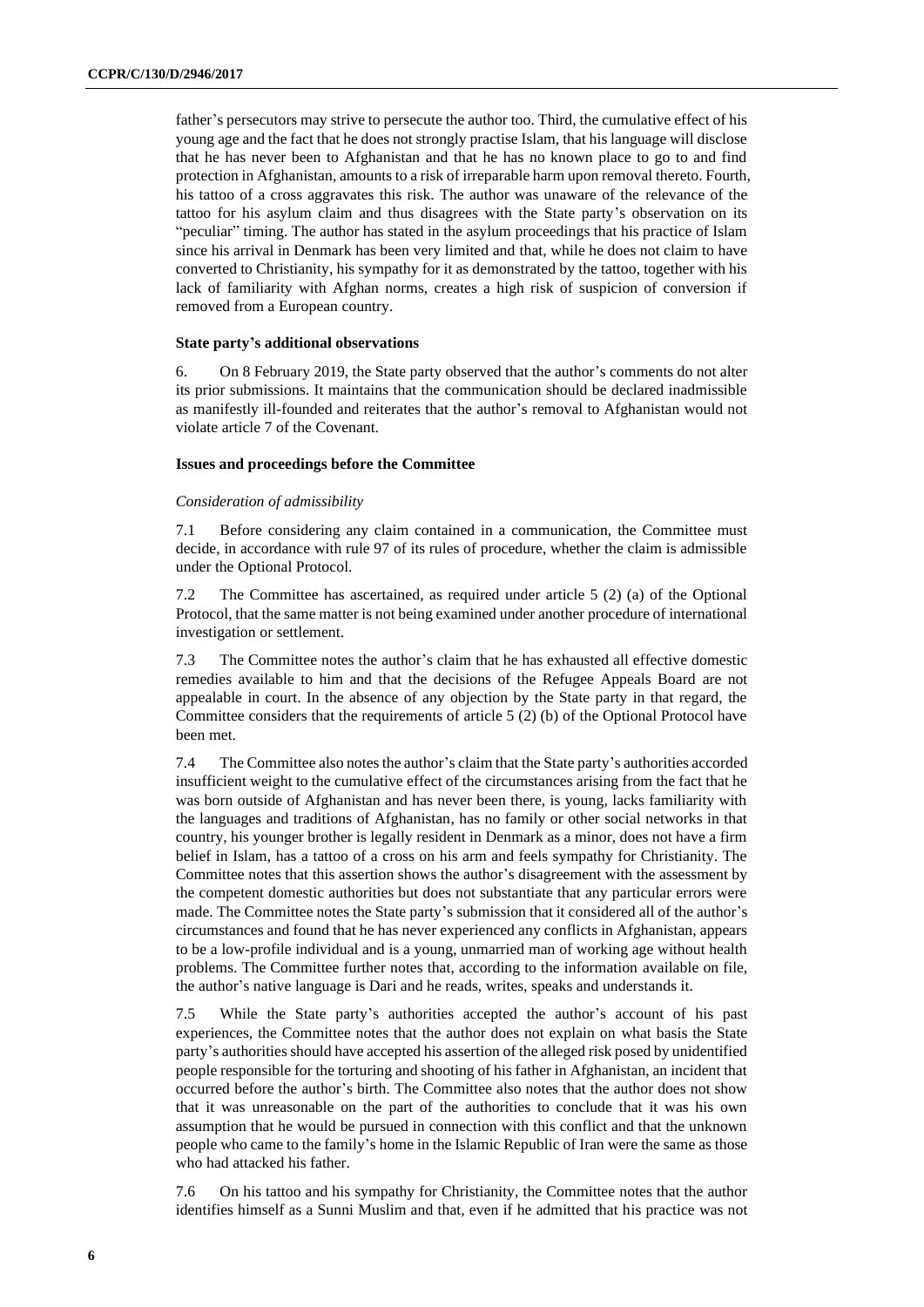father's persecutors may strive to persecute the author too. Third, the cumulative effect of his young age and the fact that he does not strongly practise Islam, that his language will disclose that he has never been to Afghanistan and that he has no known place to go to and find protection in Afghanistan, amounts to a risk of irreparable harm upon removal thereto. Fourth, his tattoo of a cross aggravates this risk. The author was unaware of the relevance of the tattoo for his asylum claim and thus disagrees with the State party's observation on its "peculiar" timing. The author has stated in the asylum proceedings that his practice of Islam since his arrival in Denmark has been very limited and that, while he does not claim to have converted to Christianity, his sympathy for it as demonstrated by the tattoo, together with his lack of familiarity with Afghan norms, creates a high risk of suspicion of conversion if removed from a European country.

### State party's additional observations

6. On 8 February 2019, the State party observed that the author's comments do not alter its prior submissions. It maintains that the communication should be declared inadmissible as manifestly ill-founded and reiterates that the author's removal to Afghanistan would not violate article 7 of the Covenant.

### Issues and proceedings before the Committee

*Consideration of admissibility*

7.1 Before considering any claim contained in a communication, the Committee must decide, in accordance with rule 97 of its rules of procedure, whether the claim is admissible under the Optional Protocol.

7.2 The Committee has ascertained, as required under article 5 (2) (a) of the Optional Protocol, that the same matter is not being examined under another procedure of international investigation or settlement.

7.3 The Committee notes the author's claim that he has exhausted all effective domestic remedies available to him and that the decisions of the Refugee Appeals Board are not appealable in court. In the absence of any objection by the State party in that regard, the Committee considers that the requirements of article 5 (2) (b) of the Optional Protocol have been met.

7.4 The Committee also notes the author's claim that the State party's authorities accorded insufficient weight to the cumulative effect of the circumstances arising from the fact that he was born outside of Afghanistan and has never been there, is young, lacks familiarity with the languages and traditions of Afghanistan, has no family or other social networks in that country, his younger brother is legally resident in Denmark as a minor, does not have a firm belief in Islam, has a tattoo of a cross on his arm and feels sympathy for Christianity. The Committee notes that this assertion shows the author's disagreement with the assessment by the competent domestic authorities but does not substantiate that any particular errors were made. The Committee notes the State party's submission that it considered all of the author's circumstances and found that he has never experienced any conflicts in Afghanistan, appears to be a low-profile individual and is a young, unmarried man of working age without health problems. The Committee further notes that, according to the information available on file, the author's native language is Dari and he reads, writes, speaks and understands it.

7.5 While the State party's authorities accepted the author's account of his past experiences, the Committee notes that the author does not explain on what basis the State party's authorities should have accepted his assertion of the alleged risk posed by unidentified people responsible for the torturing and shooting of his father in Afghanistan, an incident that occurred before the author's birth. The Committee also notes that the author does not show that it was unreasonable on the part of the authorities to conclude that it was his own assumption that he would be pursued in connection with this conflict and that the unknown people who came to the family's home in the Islamic Republic of Iran were the same as those who had attacked his father.

7.6 On his tattoo and his sympathy for Christianity, the Committee notes that the author identifies himself as a Sunni Muslim and that, even if he admitted that his practice was not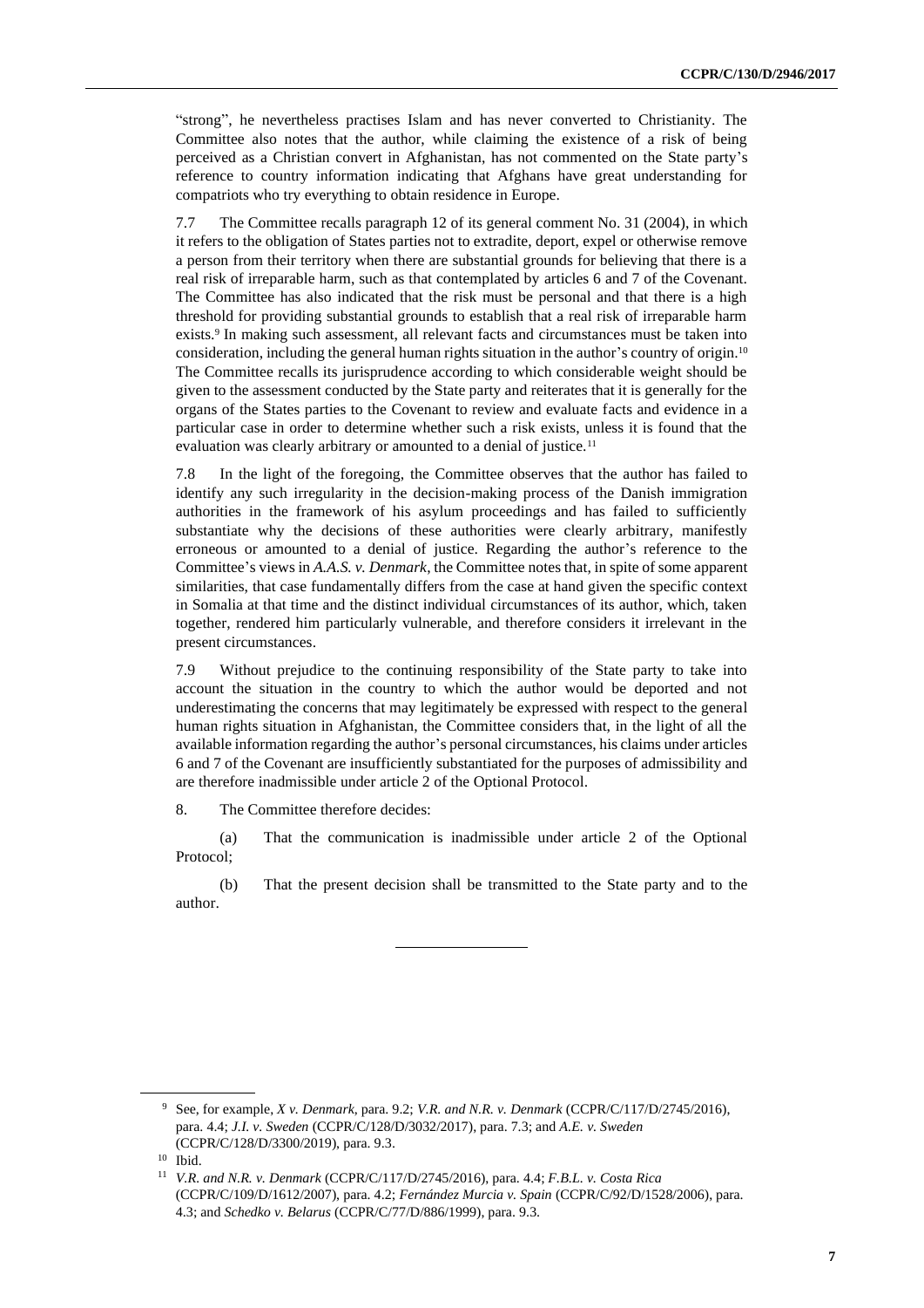"strong", he nevertheless practises Islam and has never converted to Christianity. The Committee also notes that the author, while claiming the existence of a risk of being perceived as a Christian convert in Afghanistan, has not commented on the State party's reference to country information indicating that Afghans have great understanding for compatriots who try everything to obtain residence in Europe.

7.7 The Committee recalls paragraph 12 of its general comment No. 31 (2004), in which it refers to the obligation of States parties not to extradite, deport, expel or otherwise remove a person from their territory when there are substantial grounds for believing that there is a real risk of irreparable harm, such as that contemplated by articles 6 and 7 of the Covenant. The Committee has also indicated that the risk must be personal and that there is a high threshold for providing substantial grounds to establish that a real risk of irreparable harm exists.[9] In making such assessment, all relevant facts and circumstances must be taken into consideration, including the general human rights situation in the author's country of origin.[10] The Committee recalls its jurisprudence according to which considerable weight should be given to the assessment conducted by the State party and reiterates that it is generally for the organs of the States parties to the Covenant to review and evaluate facts and evidence in a particular case in order to determine whether such a risk exists, unless it is found that the evaluation was clearly arbitrary or amounted to a denial of justice.[11]

7.8 In the light of the foregoing, the Committee observes that the author has failed to identify any such irregularity in the decision-making process of the Danish immigration authorities in the framework of his asylum proceedings and has failed to sufficiently substantiate why the decisions of these authorities were clearly arbitrary, manifestly erroneous or amounted to a denial of justice. Regarding the author's reference to the Committee's views in *A.A.S. v. Denmark*, the Committee notes that, in spite of some apparent similarities, that case fundamentally differs from the case at hand given the specific context in Somalia at that time and the distinct individual circumstances of its author, which, taken together, rendered him particularly vulnerable, and therefore considers it irrelevant in the present circumstances.

7.9 Without prejudice to the continuing responsibility of the State party to take into account the situation in the country to which the author would be deported and not underestimating the concerns that may legitimately be expressed with respect to the general human rights situation in Afghanistan, the Committee considers that, in the light of all the available information regarding the author's personal circumstances, his claims under articles 6 and 7 of the Covenant are insufficiently substantiated for the purposes of admissibility and are therefore inadmissible under article 2 of the Optional Protocol.

8. The Committee therefore decides:

(a) That the communication is inadmissible under article 2 of the Optional Protocol;

(b) That the present decision shall be transmitted to the State party and to the author.

---

[9] See, for example, *X v. Denmark*, para. 9.2; *V.R. and N.R. v. Denmark* (CCPR/C/117/D/2745/2016), para. 4.4; *J.I. v. Sweden* (CCPR/C/128/D/3032/2017), para. 7.3; and *A.E. v. Sweden* (CCPR/C/128/D/3300/2019), para. 9.3.

[10] Ibid.

[11] *V.R. and N.R. v. Denmark* (CCPR/C/117/D/2745/2016), para. 4.4; *F.B.L. v. Costa Rica* (CCPR/C/109/D/1612/2007), para. 4.2; *Fernández Murcia v. Spain* (CCPR/C/92/D/1528/2006), para. 4.3; and *Schedko v. Belarus* (CCPR/C/77/D/886/1999), para. 9.3.